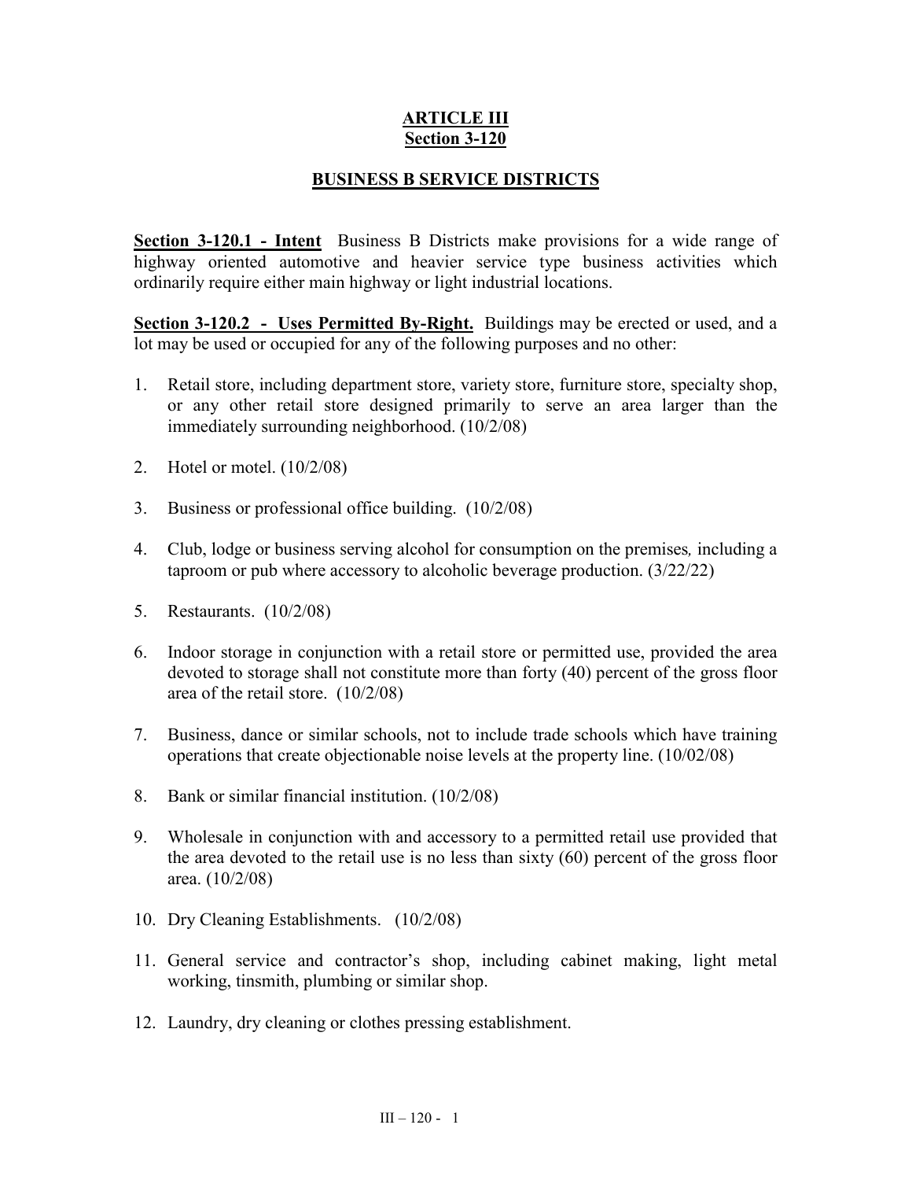# ARTICLE III
# Section 3-120

## BUSINESS B SERVICE DISTRICTS

**Section 3-120.1 - Intent** Business B Districts make provisions for a wide range of highway oriented automotive and heavier service type business activities which ordinarily require either main highway or light industrial locations.

**Section 3-120.2 - Uses Permitted By-Right.** Buildings may be erected or used, and a lot may be used or occupied for any of the following purposes and no other:

1. Retail store, including department store, variety store, furniture store, specialty shop, or any other retail store designed primarily to serve an area larger than the immediately surrounding neighborhood. (10/2/08)

2. Hotel or motel. (10/2/08)

3. Business or professional office building. (10/2/08)

4. Club, lodge or business serving alcohol for consumption on the premises*,* including a taproom or pub where accessory to alcoholic beverage production. (3/22/22)

5. Restaurants. (10/2/08)

6. Indoor storage in conjunction with a retail store or permitted use, provided the area devoted to storage shall not constitute more than forty (40) percent of the gross floor area of the retail store. (10/2/08)

7. Business, dance or similar schools, not to include trade schools which have training operations that create objectionable noise levels at the property line. (10/02/08)

8. Bank or similar financial institution. (10/2/08)

9. Wholesale in conjunction with and accessory to a permitted retail use provided that the area devoted to the retail use is no less than sixty (60) percent of the gross floor area. (10/2/08)

10. Dry Cleaning Establishments. (10/2/08)

11. General service and contractor's shop, including cabinet making, light metal working, tinsmith, plumbing or similar shop.

12. Laundry, dry cleaning or clothes pressing establishment.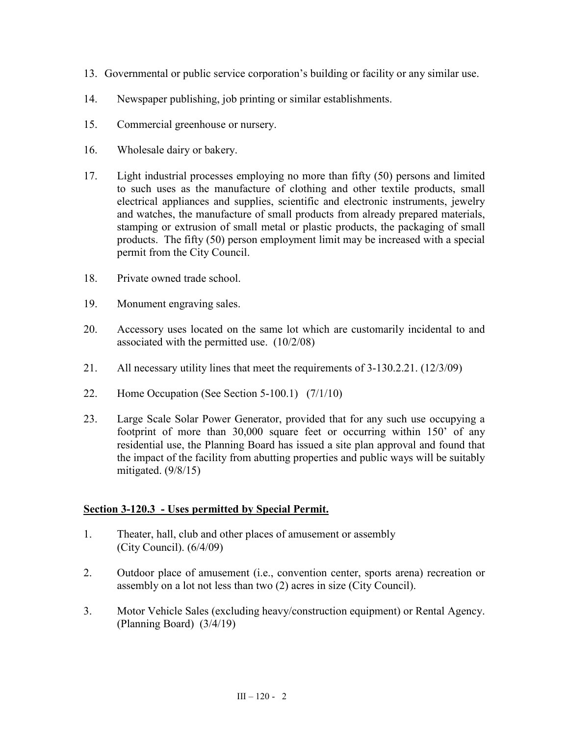13. Governmental or public service corporation's building or facility or any similar use.

14. Newspaper publishing, job printing or similar establishments.

15. Commercial greenhouse or nursery.

16. Wholesale dairy or bakery.

17. Light industrial processes employing no more than fifty (50) persons and limited to such uses as the manufacture of clothing and other textile products, small electrical appliances and supplies, scientific and electronic instruments, jewelry and watches, the manufacture of small products from already prepared materials, stamping or extrusion of small metal or plastic products, the packaging of small products. The fifty (50) person employment limit may be increased with a special permit from the City Council.

18. Private owned trade school.

19. Monument engraving sales.

20. Accessory uses located on the same lot which are customarily incidental to and associated with the permitted use. (10/2/08)

21. All necessary utility lines that meet the requirements of 3-130.2.21. (12/3/09)

22. Home Occupation (See Section 5-100.1) (7/1/10)

23. Large Scale Solar Power Generator, provided that for any such use occupying a footprint of more than 30,000 square feet or occurring within 150' of any residential use, the Planning Board has issued a site plan approval and found that the impact of the facility from abutting properties and public ways will be suitably mitigated. (9/8/15)

## Section 3-120.3 - Uses permitted by Special Permit.

1. Theater, hall, club and other places of amusement or assembly (City Council). (6/4/09)

2. Outdoor place of amusement (i.e., convention center, sports arena) recreation or assembly on a lot not less than two (2) acres in size (City Council).

3. Motor Vehicle Sales (excluding heavy/construction equipment) or Rental Agency. (Planning Board) (3/4/19)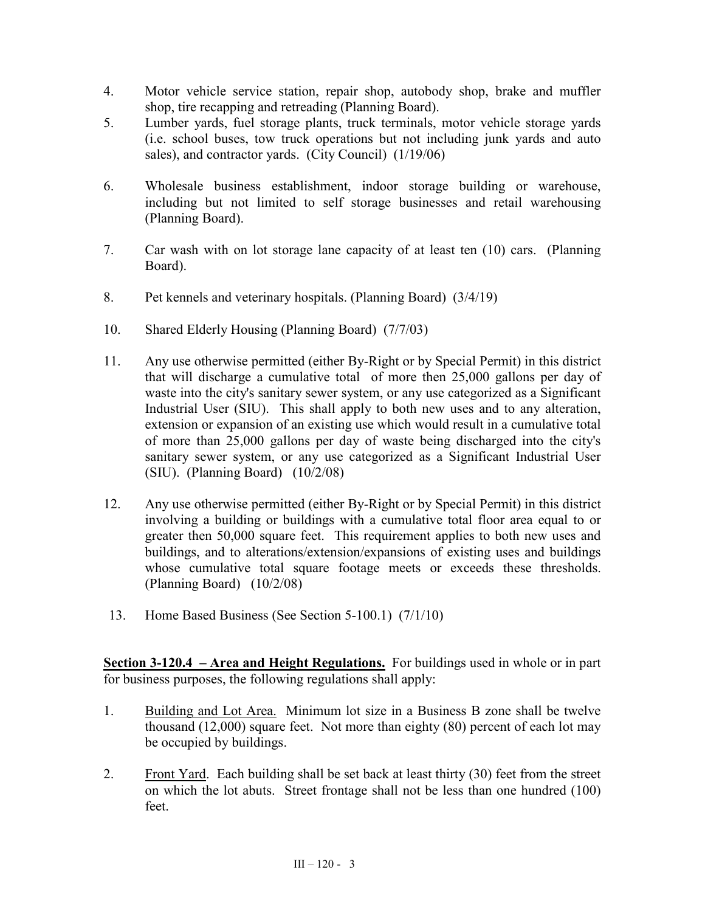4. Motor vehicle service station, repair shop, autobody shop, brake and muffler shop, tire recapping and retreading (Planning Board).
5. Lumber yards, fuel storage plants, truck terminals, motor vehicle storage yards (i.e. school buses, tow truck operations but not including junk yards and auto sales), and contractor yards. (City Council) (1/19/06)
6. Wholesale business establishment, indoor storage building or warehouse, including but not limited to self storage businesses and retail warehousing (Planning Board).
7. Car wash with on lot storage lane capacity of at least ten (10) cars. (Planning Board).
8. Pet kennels and veterinary hospitals. (Planning Board) (3/4/19)
10. Shared Elderly Housing (Planning Board) (7/7/03)
11. Any use otherwise permitted (either By-Right or by Special Permit) in this district that will discharge a cumulative total of more then 25,000 gallons per day of waste into the city's sanitary sewer system, or any use categorized as a Significant Industrial User (SIU). This shall apply to both new uses and to any alteration, extension or expansion of an existing use which would result in a cumulative total of more than 25,000 gallons per day of waste being discharged into the city's sanitary sewer system, or any use categorized as a Significant Industrial User (SIU). (Planning Board) (10/2/08)
12. Any use otherwise permitted (either By-Right or by Special Permit) in this district involving a building or buildings with a cumulative total floor area equal to or greater then 50,000 square feet. This requirement applies to both new uses and buildings, and to alterations/extension/expansions of existing uses and buildings whose cumulative total square footage meets or exceeds these thresholds. (Planning Board) (10/2/08)
13. Home Based Business (See Section 5-100.1) (7/1/10)

**Section 3-120.4 – Area and Height Regulations.** For buildings used in whole or in part for business purposes, the following regulations shall apply:

1. Building and Lot Area. Minimum lot size in a Business B zone shall be twelve thousand (12,000) square feet. Not more than eighty (80) percent of each lot may be occupied by buildings.
2. Front Yard. Each building shall be set back at least thirty (30) feet from the street on which the lot abuts. Street frontage shall not be less than one hundred (100) feet.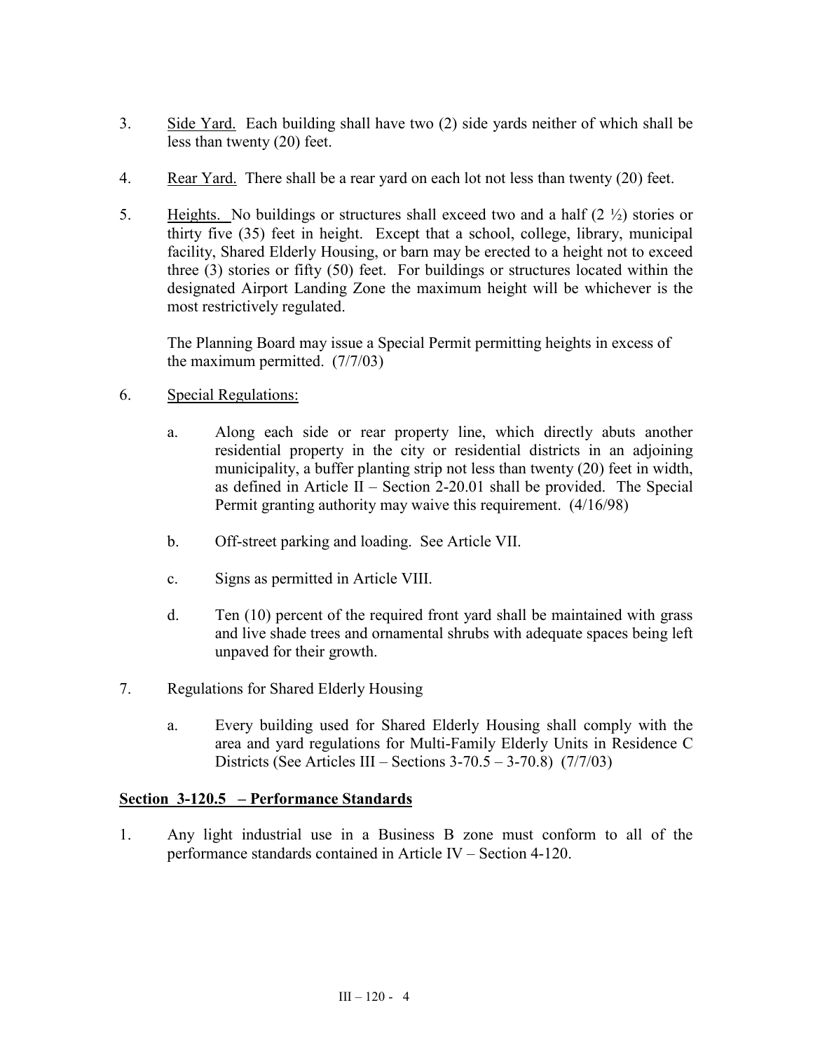3. Side Yard. Each building shall have two (2) side yards neither of which shall be less than twenty (20) feet.

4. Rear Yard. There shall be a rear yard on each lot not less than twenty (20) feet.

5. Heights. No buildings or structures shall exceed two and a half (2 ½) stories or thirty five (35) feet in height. Except that a school, college, library, municipal facility, Shared Elderly Housing, or barn may be erected to a height not to exceed three (3) stories or fifty (50) feet. For buildings or structures located within the designated Airport Landing Zone the maximum height will be whichever is the most restrictively regulated.

   The Planning Board may issue a Special Permit permitting heights in excess of the maximum permitted. (7/7/03)

6. Special Regulations:

   a. Along each side or rear property line, which directly abuts another residential property in the city or residential districts in an adjoining municipality, a buffer planting strip not less than twenty (20) feet in width, as defined in Article II – Section 2-20.01 shall be provided. The Special Permit granting authority may waive this requirement. (4/16/98)

   b. Off-street parking and loading. See Article VII.

   c. Signs as permitted in Article VIII.

   d. Ten (10) percent of the required front yard shall be maintained with grass and live shade trees and ornamental shrubs with adequate spaces being left unpaved for their growth.

7. Regulations for Shared Elderly Housing

   a. Every building used for Shared Elderly Housing shall comply with the area and yard regulations for Multi-Family Elderly Units in Residence C Districts (See Articles III – Sections 3-70.5 – 3-70.8) (7/7/03)

## Section 3-120.5 – Performance Standards

1. Any light industrial use in a Business B zone must conform to all of the performance standards contained in Article IV – Section 4-120.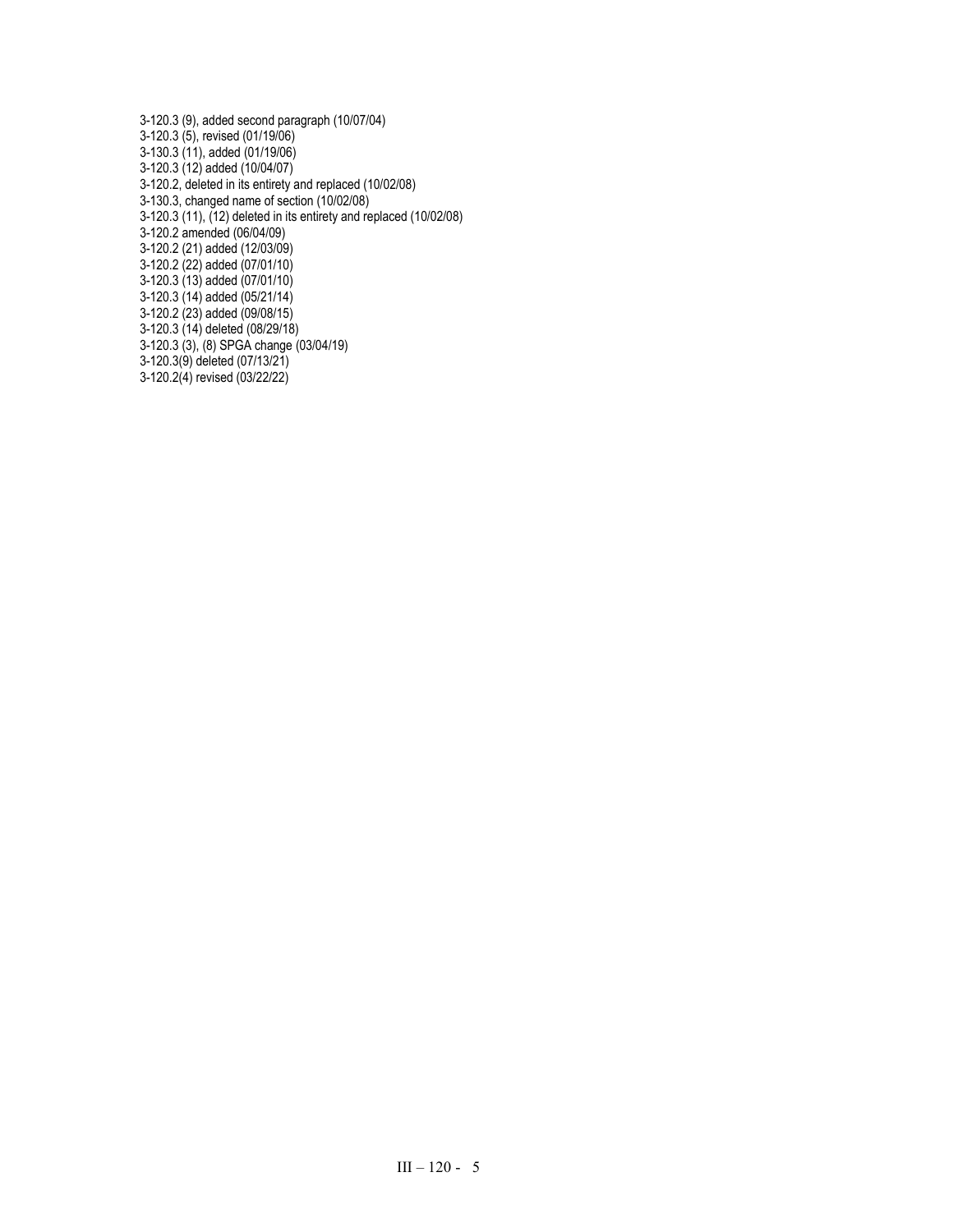3-120.3 (9), added second paragraph (10/07/04)
3-120.3 (5), revised (01/19/06)
3-130.3 (11), added (01/19/06)
3-120.3 (12) added (10/04/07)
3-120.2, deleted in its entirety and replaced (10/02/08)
3-130.3, changed name of section (10/02/08)
3-120.3 (11), (12) deleted in its entirety and replaced (10/02/08)
3-120.2 amended (06/04/09)
3-120.2 (21) added (12/03/09)
3-120.2 (22) added (07/01/10)
3-120.3 (13) added (07/01/10)
3-120.3 (14) added (05/21/14)
3-120.2 (23) added (09/08/15)
3-120.3 (14) deleted (08/29/18)
3-120.3 (3), (8) SPGA change (03/04/19)
3-120.3(9) deleted (07/13/21)
3-120.2(4) revised (03/22/22)